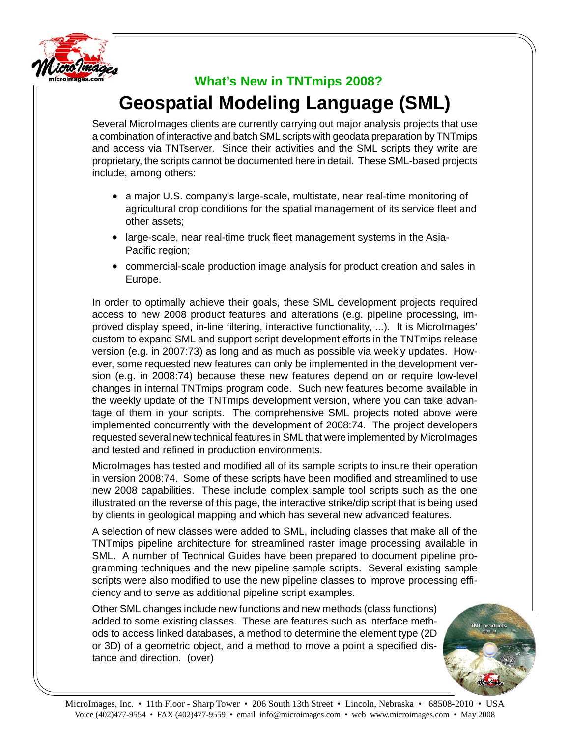### What's New in TNTmips 2008?

# Geospatial Modeling Language (SML)

Several MicroImages clients are currently carrying out major analysis projects that use a combination of interactive and batch SML scripts with geodata preparation by TNTmips and access via TNTserver. Since their activities and the SML scripts they write are proprietary, the scripts cannot be documented here in detail. These SML-based projects include, among others:

- a major U.S. company's large-scale, multistate, near real-time monitoring of agricultural crop conditions for the spatial management of its service fleet and other assets;
- large-scale, near real-time truck fleet management systems in the Asia-Pacific region;
- commercial-scale production image analysis for product creation and sales in Europe.

In order to optimally achieve their goals, these SML development projects required access to new 2008 product features and alterations (e.g. pipeline processing, improved display speed, in-line filtering, interactive functionality, ...). It is MicroImages' custom to expand SML and support script development efforts in the TNTmips release version (e.g. in 2007:73) as long and as much as possible via weekly updates. However, some requested new features can only be implemented in the development version (e.g. in 2008:74) because these new features depend on or require low-level changes in internal TNTmips program code. Such new features become available in the weekly update of the TNTmips development version, where you can take advantage of them in your scripts. The comprehensive SML projects noted above were implemented concurrently with the development of 2008:74. The project developers requested several new technical features in SML that were implemented by MicroImages and tested and refined in production environments.

MicroImages has tested and modified all of its sample scripts to insure their operation in version 2008:74. Some of these scripts have been modified and streamlined to use new 2008 capabilities. These include complex sample tool scripts such as the one illustrated on the reverse of this page, the interactive strike/dip script that is being used by clients in geological mapping and which has several new advanced features.

A selection of new classes were added to SML, including classes that make all of the TNTmips pipeline architecture for streamlined raster image processing available in SML. A number of Technical Guides have been prepared to document pipeline programming techniques and the new pipeline sample scripts. Several existing sample scripts were also modified to use the new pipeline classes to improve processing efficiency and to serve as additional pipeline script examples.

Other SML changes include new functions and new methods (class functions) added to some existing classes. These are features such as interface methods to access linked databases, a method to determine the element type (2D or 3D) of a geometric object, and a method to move a point a specified distance and direction. (over)

MicroImages, Inc. • 11th Floor - Sharp Tower • 206 South 13th Street • Lincoln, Nebraska • 68508-2010 • USA
Voice (402)477-9554 • FAX (402)477-9559 • email info@microimages.com • web www.microimages.com • May 2008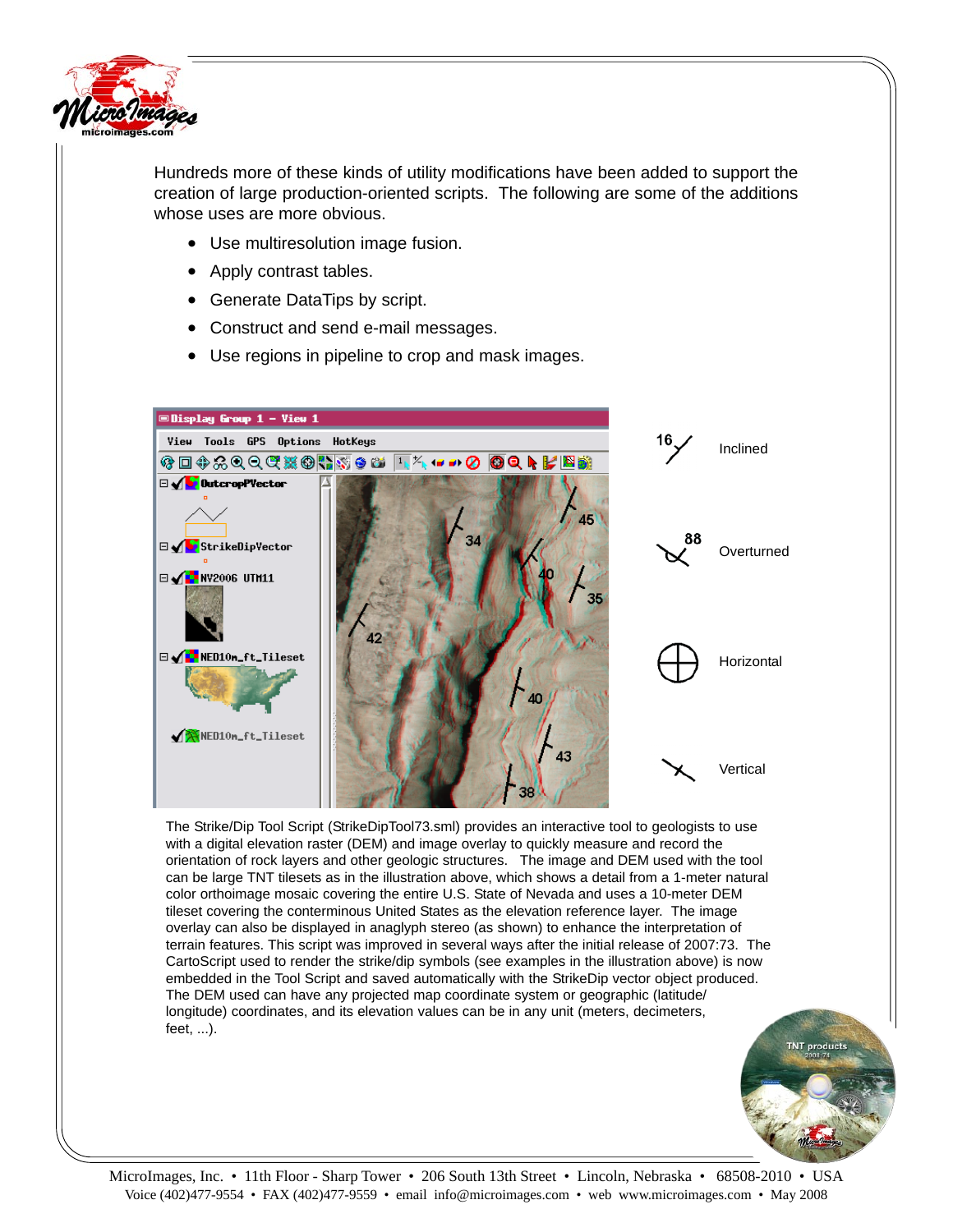Hundreds more of these kinds of utility modifications have been added to support the creation of large production-oriented scripts. The following are some of the additions whose uses are more obvious.

- Use multiresolution image fusion.
- Apply contrast tables.
- Generate DataTips by script.
- Construct and send e-mail messages.
- Use regions in pipeline to crop and mask images.

Inclined

Overturned

Horizontal

Vertical

The Strike/Dip Tool Script (StrikeDipTool73.sml) provides an interactive tool to geologists to use with a digital elevation raster (DEM) and image overlay to quickly measure and record the orientation of rock layers and other geologic structures. The image and DEM used with the tool can be large TNT tilesets as in the illustration above, which shows a detail from a 1-meter natural color orthoimage mosaic covering the entire U.S. State of Nevada and uses a 10-meter DEM tileset covering the conterminous United States as the elevation reference layer. The image overlay can also be displayed in anaglyph stereo (as shown) to enhance the interpretation of terrain features. This script was improved in several ways after the initial release of 2007:73. The CartoScript used to render the strike/dip symbols (see examples in the illustration above) is now embedded in the Tool Script and saved automatically with the StrikeDip vector object produced. The DEM used can have any projected map coordinate system or geographic (latitude/longitude) coordinates, and its elevation values can be in any unit (meters, decimeters, feet, ...).